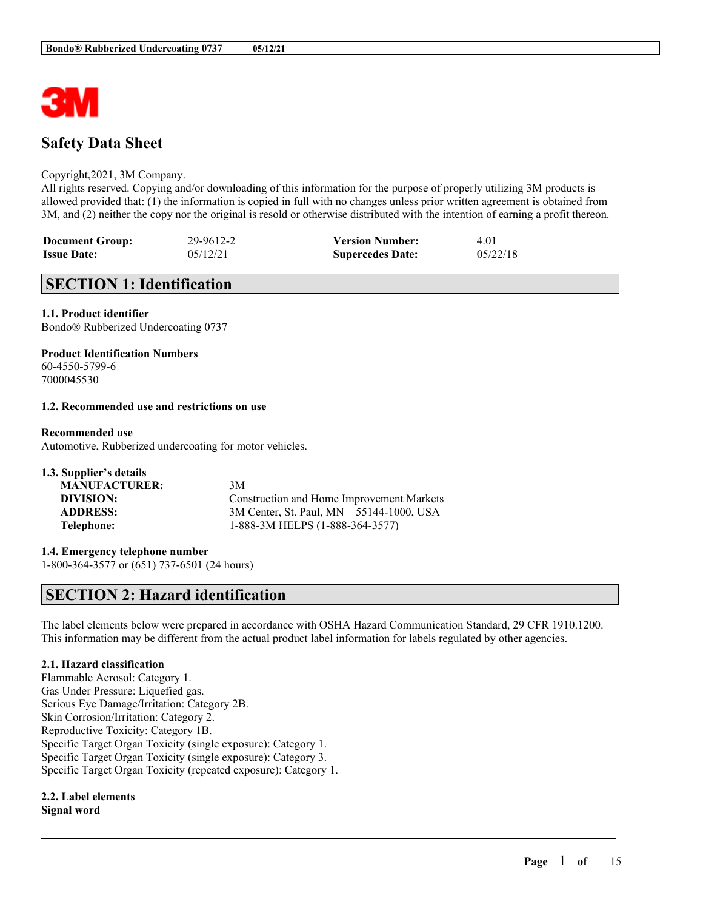# Safety Data Sheet

Copyright,2021, 3M Company.
All rights reserved. Copying and/or downloading of this information for the purpose of properly utilizing 3M products is allowed provided that: (1) the information is copied in full with no changes unless prior written agreement is obtained from 3M, and (2) neither the copy nor the original is resold or otherwise distributed with the intention of earning a profit thereon.

| | | | |
|---|---|---|---|
| **Document Group:** | 29-9612-2 | **Version Number:** | 4.01 |
| **Issue Date:** | 05/12/21 | **Supercedes Date:** | 05/22/18 |

## SECTION 1: Identification

**1.1. Product identifier**
Bondo® Rubberized Undercoating 0737

**Product Identification Numbers**
60-4550-5799-6
7000045530

**1.2. Recommended use and restrictions on use**

**Recommended use**
Automotive, Rubberized undercoating for motor vehicles.

**1.3. Supplier's details**

| | |
|---|---|
| **MANUFACTURER:** | 3M |
| **DIVISION:** | Construction and Home Improvement Markets |
| **ADDRESS:** | 3M Center, St. Paul, MN 55144-1000, USA |
| **Telephone:** | 1-888-3M HELPS (1-888-364-3577) |

**1.4. Emergency telephone number**
1-800-364-3577 or (651) 737-6501 (24 hours)

## SECTION 2: Hazard identification

The label elements below were prepared in accordance with OSHA Hazard Communication Standard, 29 CFR 1910.1200. This information may be different from the actual product label information for labels regulated by other agencies.

**2.1. Hazard classification**
Flammable Aerosol: Category 1.
Gas Under Pressure: Liquefied gas.
Serious Eye Damage/Irritation: Category 2B.
Skin Corrosion/Irritation: Category 2.
Reproductive Toxicity: Category 1B.
Specific Target Organ Toxicity (single exposure): Category 1.
Specific Target Organ Toxicity (single exposure): Category 3.
Specific Target Organ Toxicity (repeated exposure): Category 1.

**2.2. Label elements**
**Signal word**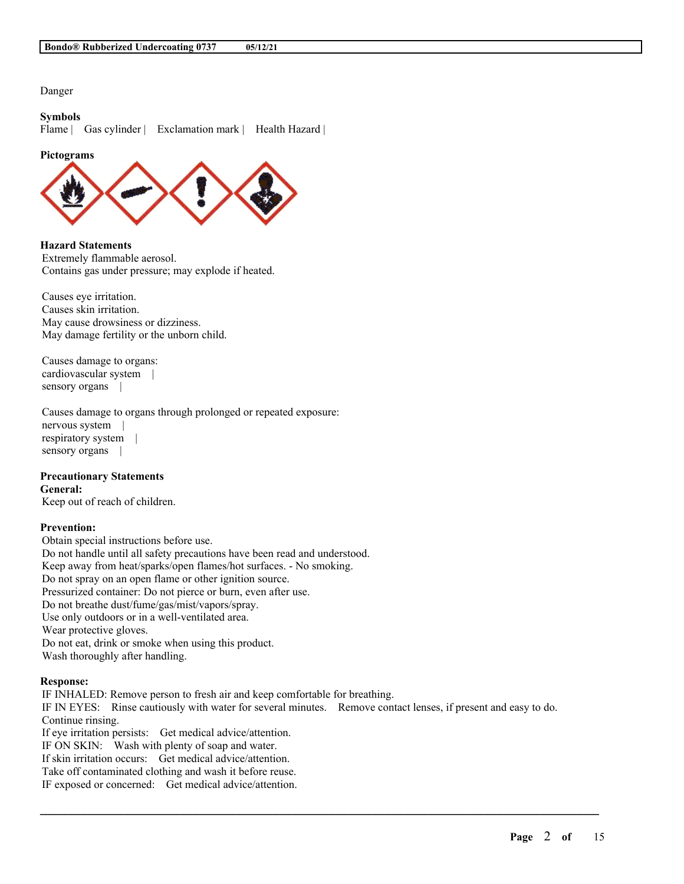Danger

**Symbols**
Flame | Gas cylinder | Exclamation mark | Health Hazard |

**Pictograms**

**Hazard Statements**
Extremely flammable aerosol.
Contains gas under pressure; may explode if heated.

Causes eye irritation.
Causes skin irritation.
May cause drowsiness or dizziness.
May damage fertility or the unborn child.

Causes damage to organs:
cardiovascular system |
sensory organs |

Causes damage to organs through prolonged or repeated exposure:
nervous system |
respiratory system |
sensory organs |

**Precautionary Statements**
**General:**
Keep out of reach of children.

**Prevention:**
Obtain special instructions before use.
Do not handle until all safety precautions have been read and understood.
Keep away from heat/sparks/open flames/hot surfaces. - No smoking.
Do not spray on an open flame or other ignition source.
Pressurized container: Do not pierce or burn, even after use.
Do not breathe dust/fume/gas/mist/vapors/spray.
Use only outdoors or in a well-ventilated area.
Wear protective gloves.
Do not eat, drink or smoke when using this product.
Wash thoroughly after handling.

**Response:**
IF INHALED: Remove person to fresh air and keep comfortable for breathing.
IF IN EYES: Rinse cautiously with water for several minutes. Remove contact lenses, if present and easy to do. Continue rinsing.
If eye irritation persists: Get medical advice/attention.
IF ON SKIN: Wash with plenty of soap and water.
If skin irritation occurs: Get medical advice/attention.
Take off contaminated clothing and wash it before reuse.
IF exposed or concerned: Get medical advice/attention.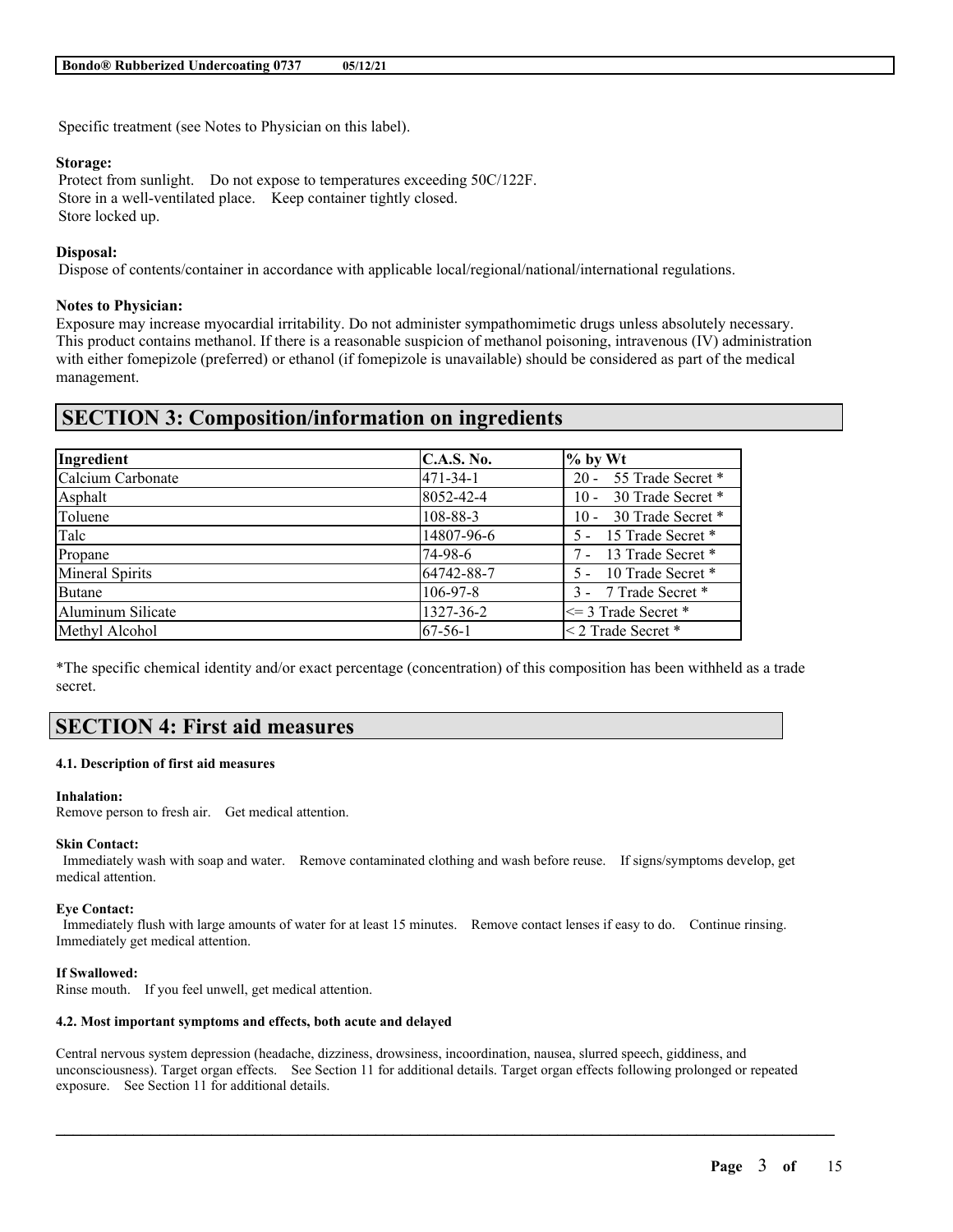Specific treatment (see Notes to Physician on this label).

**Storage:**
Protect from sunlight. Do not expose to temperatures exceeding 50C/122F.
Store in a well-ventilated place. Keep container tightly closed.
Store locked up.

**Disposal:**
Dispose of contents/container in accordance with applicable local/regional/national/international regulations.

**Notes to Physician:**
Exposure may increase myocardial irritability. Do not administer sympathomimetic drugs unless absolutely necessary. This product contains methanol. If there is a reasonable suspicion of methanol poisoning, intravenous (IV) administration with either fomepizole (preferred) or ethanol (if fomepizole is unavailable) should be considered as part of the medical management.

# SECTION 3: Composition/information on ingredients

| Ingredient | C.A.S. No. | % by Wt |
|---|---|---|
| Calcium Carbonate | 471-34-1 | 20 - 55 Trade Secret * |
| Asphalt | 8052-42-4 | 10 - 30 Trade Secret * |
| Toluene | 108-88-3 | 10 - 30 Trade Secret * |
| Talc | 14807-96-6 | 5 - 15 Trade Secret * |
| Propane | 74-98-6 | 7 - 13 Trade Secret * |
| Mineral Spirits | 64742-88-7 | 5 - 10 Trade Secret * |
| Butane | 106-97-8 | 3 - 7 Trade Secret * |
| Aluminum Silicate | 1327-36-2 | <= 3 Trade Secret * |
| Methyl Alcohol | 67-56-1 | < 2 Trade Secret * |

*The specific chemical identity and/or exact percentage (concentration) of this composition has been withheld as a trade secret.

# SECTION 4: First aid measures

#### 4.1. Description of first aid measures

**Inhalation:**
Remove person to fresh air. Get medical attention.

**Skin Contact:**
Immediately wash with soap and water. Remove contaminated clothing and wash before reuse. If signs/symptoms develop, get medical attention.

**Eye Contact:**
Immediately flush with large amounts of water for at least 15 minutes. Remove contact lenses if easy to do. Continue rinsing. Immediately get medical attention.

**If Swallowed:**
Rinse mouth. If you feel unwell, get medical attention.

#### 4.2. Most important symptoms and effects, both acute and delayed

Central nervous system depression (headache, dizziness, drowsiness, incoordination, nausea, slurred speech, giddiness, and unconsciousness). Target organ effects. See Section 11 for additional details. Target organ effects following prolonged or repeated exposure. See Section 11 for additional details.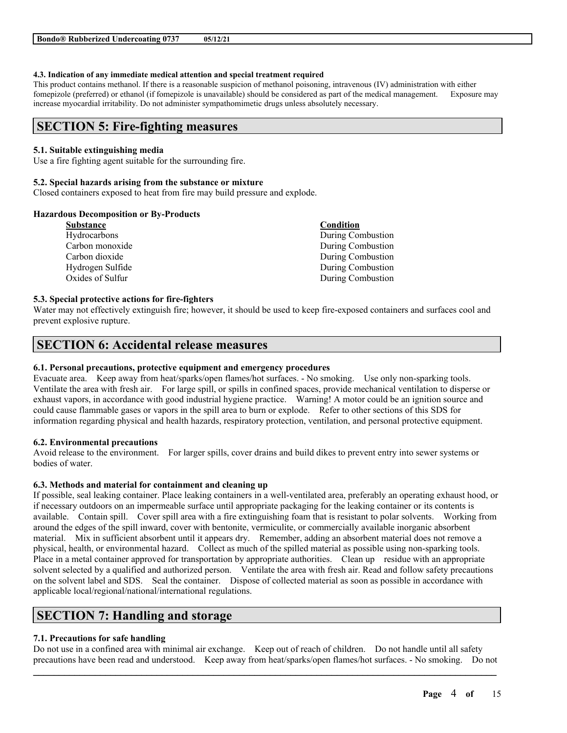#### 4.3. Indication of any immediate medical attention and special treatment required

This product contains methanol. If there is a reasonable suspicion of methanol poisoning, intravenous (IV) administration with either fomepizole (preferred) or ethanol (if fomepizole is unavailable) should be considered as part of the medical management. Exposure may increase myocardial irritability. Do not administer sympathomimetic drugs unless absolutely necessary.

## SECTION 5: Fire-fighting measures

#### 5.1. Suitable extinguishing media

Use a fire fighting agent suitable for the surrounding fire.

#### 5.2. Special hazards arising from the substance or mixture

Closed containers exposed to heat from fire may build pressure and explode.

**Hazardous Decomposition or By-Products**

| Substance | Condition |
| --- | --- |
| Hydrocarbons | During Combustion |
| Carbon monoxide | During Combustion |
| Carbon dioxide | During Combustion |
| Hydrogen Sulfide | During Combustion |
| Oxides of Sulfur | During Combustion |

#### 5.3. Special protective actions for fire-fighters

Water may not effectively extinguish fire; however, it should be used to keep fire-exposed containers and surfaces cool and prevent explosive rupture.

## SECTION 6: Accidental release measures

#### 6.1. Personal precautions, protective equipment and emergency procedures

Evacuate area. Keep away from heat/sparks/open flames/hot surfaces. - No smoking. Use only non-sparking tools. Ventilate the area with fresh air. For large spill, or spills in confined spaces, provide mechanical ventilation to disperse or exhaust vapors, in accordance with good industrial hygiene practice. Warning! A motor could be an ignition source and could cause flammable gases or vapors in the spill area to burn or explode. Refer to other sections of this SDS for information regarding physical and health hazards, respiratory protection, ventilation, and personal protective equipment.

#### 6.2. Environmental precautions

Avoid release to the environment. For larger spills, cover drains and build dikes to prevent entry into sewer systems or bodies of water.

#### 6.3. Methods and material for containment and cleaning up

If possible, seal leaking container. Place leaking containers in a well-ventilated area, preferably an operating exhaust hood, or if necessary outdoors on an impermeable surface until appropriate packaging for the leaking container or its contents is available. Contain spill. Cover spill area with a fire extinguishing foam that is resistant to polar solvents. Working from around the edges of the spill inward, cover with bentonite, vermiculite, or commercially available inorganic absorbent material. Mix in sufficient absorbent until it appears dry. Remember, adding an absorbent material does not remove a physical, health, or environmental hazard. Collect as much of the spilled material as possible using non-sparking tools. Place in a metal container approved for transportation by appropriate authorities. Clean up residue with an appropriate solvent selected by a qualified and authorized person. Ventilate the area with fresh air. Read and follow safety precautions on the solvent label and SDS. Seal the container. Dispose of collected material as soon as possible in accordance with applicable local/regional/national/international regulations.

## SECTION 7: Handling and storage

#### 7.1. Precautions for safe handling

Do not use in a confined area with minimal air exchange. Keep out of reach of children. Do not handle until all safety precautions have been read and understood. Keep away from heat/sparks/open flames/hot surfaces. - No smoking. Do not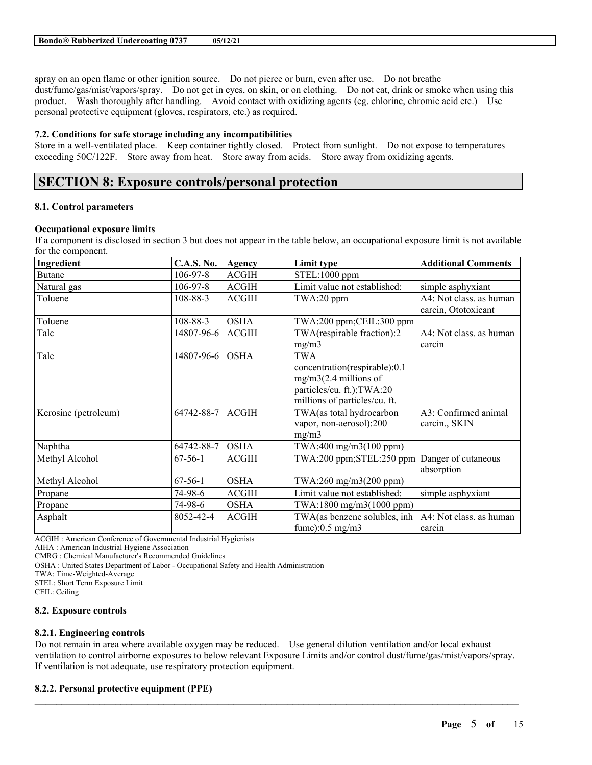spray on an open flame or other ignition source.    Do not pierce or burn, even after use.    Do not breathe dust/fume/gas/mist/vapors/spray.    Do not get in eyes, on skin, or on clothing.    Do not eat, drink or smoke when using this product.    Wash thoroughly after handling.    Avoid contact with oxidizing agents (eg. chlorine, chromic acid etc.)    Use personal protective equipment (gloves, respirators, etc.) as required.

**7.2. Conditions for safe storage including any incompatibilities**

Store in a well-ventilated place.    Keep container tightly closed.    Protect from sunlight.    Do not expose to temperatures exceeding 50C/122F.    Store away from heat.    Store away from acids.    Store away from oxidizing agents.

## SECTION 8: Exposure controls/personal protection

**8.1. Control parameters**

**Occupational exposure limits**

If a component is disclosed in section 3 but does not appear in the table below, an occupational exposure limit is not available for the component.

| Ingredient | C.A.S. No. | Agency | Limit type | Additional Comments |
|---|---|---|---|---|
| Butane | 106-97-8 | ACGIH | STEL:1000 ppm | |
| Natural gas | 106-97-8 | ACGIH | Limit value not established: | simple asphyxiant |
| Toluene | 108-88-3 | ACGIH | TWA:20 ppm | A4: Not class. as human carcin, Ototoxicant |
| Toluene | 108-88-3 | OSHA | TWA:200 ppm;CEIL:300 ppm | |
| Talc | 14807-96-6 | ACGIH | TWA(respirable fraction):2 mg/m3 | A4: Not class. as human carcin |
| Talc | 14807-96-6 | OSHA | TWA concentration(respirable):0.1 mg/m3(2.4 millions of particles/cu. ft.);TWA:20 millions of particles/cu. ft. | |
| Kerosine (petroleum) | 64742-88-7 | ACGIH | TWA(as total hydrocarbon vapor, non-aerosol):200 mg/m3 | A3: Confirmed animal carcin., SKIN |
| Naphtha | 64742-88-7 | OSHA | TWA:400 mg/m3(100 ppm) | |
| Methyl Alcohol | 67-56-1 | ACGIH | TWA:200 ppm;STEL:250 ppm | Danger of cutaneous absorption |
| Methyl Alcohol | 67-56-1 | OSHA | TWA:260 mg/m3(200 ppm) | |
| Propane | 74-98-6 | ACGIH | Limit value not established: | simple asphyxiant |
| Propane | 74-98-6 | OSHA | TWA:1800 mg/m3(1000 ppm) | |
| Asphalt | 8052-42-4 | ACGIH | TWA(as benzene solubles, inh fume):0.5 mg/m3 | A4: Not class. as human carcin |

ACGIH : American Conference of Governmental Industrial Hygienists
AIHA : American Industrial Hygiene Association
CMRG : Chemical Manufacturer's Recommended Guidelines
OSHA : United States Department of Labor - Occupational Safety and Health Administration
TWA: Time-Weighted-Average
STEL: Short Term Exposure Limit
CEIL: Ceiling

**8.2. Exposure controls**

**8.2.1. Engineering controls**

Do not remain in area where available oxygen may be reduced.    Use general dilution ventilation and/or local exhaust ventilation to control airborne exposures to below relevant Exposure Limits and/or control dust/fume/gas/mist/vapors/spray. If ventilation is not adequate, use respiratory protection equipment.

**8.2.2. Personal protective equipment (PPE)**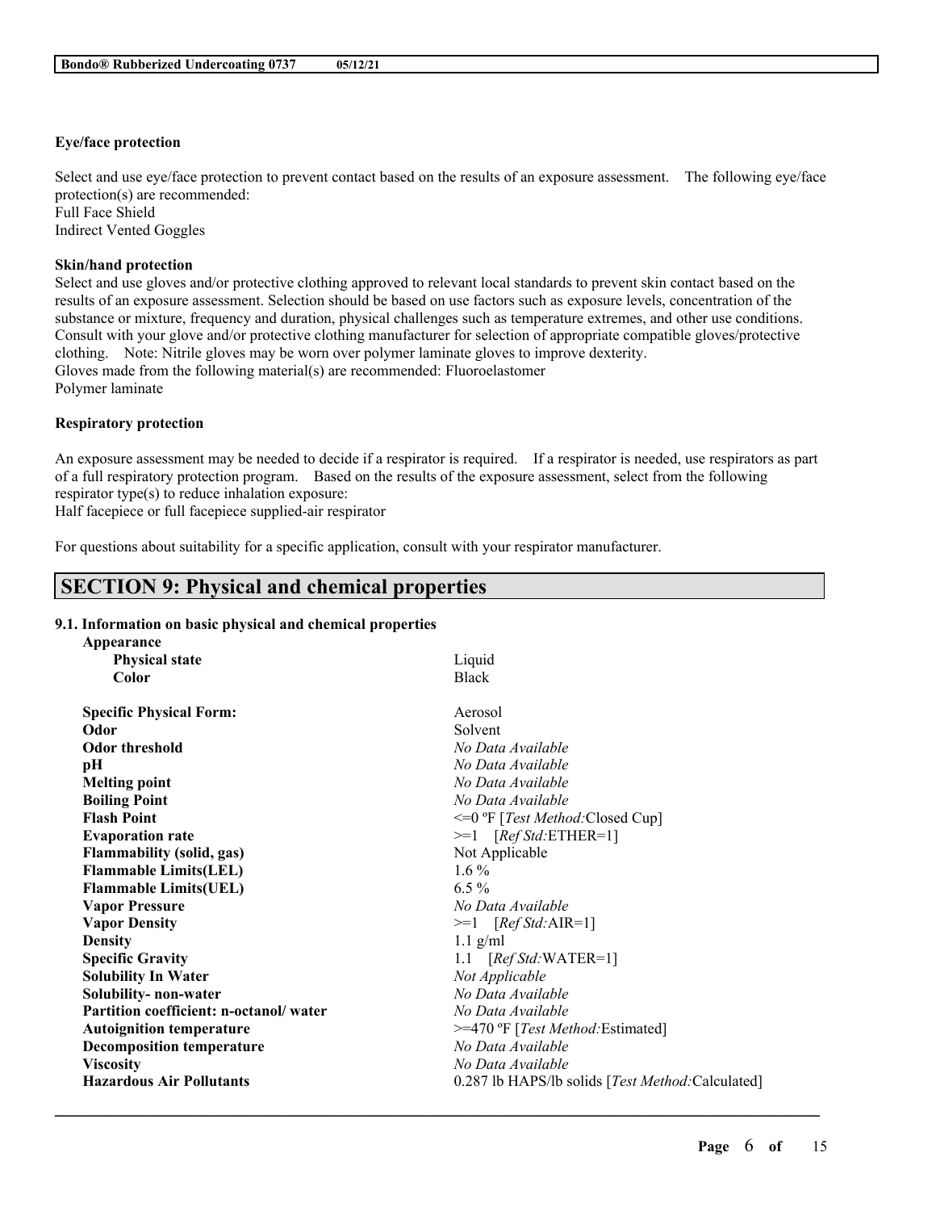**Eye/face protection**

Select and use eye/face protection to prevent contact based on the results of an exposure assessment. The following eye/face protection(s) are recommended:
Full Face Shield
Indirect Vented Goggles

**Skin/hand protection**

Select and use gloves and/or protective clothing approved to relevant local standards to prevent skin contact based on the results of an exposure assessment. Selection should be based on use factors such as exposure levels, concentration of the substance or mixture, frequency and duration, physical challenges such as temperature extremes, and other use conditions. Consult with your glove and/or protective clothing manufacturer for selection of appropriate compatible gloves/protective clothing. Note: Nitrile gloves may be worn over polymer laminate gloves to improve dexterity.
Gloves made from the following material(s) are recommended: Fluoroelastomer
Polymer laminate

**Respiratory protection**

An exposure assessment may be needed to decide if a respirator is required. If a respirator is needed, use respirators as part of a full respiratory protection program. Based on the results of the exposure assessment, select from the following respirator type(s) to reduce inhalation exposure:
Half facepiece or full facepiece supplied-air respirator

For questions about suitability for a specific application, consult with your respirator manufacturer.

## SECTION 9: Physical and chemical properties

### 9.1. Information on basic physical and chemical properties

| Property | Value |
|---|---|
| **Appearance** | |
| **Physical state** | Liquid |
| **Color** | Black |
| **Specific Physical Form:** | Aerosol |
| **Odor** | Solvent |
| **Odor threshold** | *No Data Available* |
| **pH** | *No Data Available* |
| **Melting point** | *No Data Available* |
| **Boiling Point** | *No Data Available* |
| **Flash Point** | <=0 ºF [*Test Method:*Closed Cup] |
| **Evaporation rate** | >=1 [*Ref Std:*ETHER=1] |
| **Flammability (solid, gas)** | Not Applicable |
| **Flammable Limits(LEL)** | 1.6 % |
| **Flammable Limits(UEL)** | 6.5 % |
| **Vapor Pressure** | *No Data Available* |
| **Vapor Density** | >=1 [*Ref Std:*AIR=1] |
| **Density** | 1.1 g/ml |
| **Specific Gravity** | 1.1 [*Ref Std:*WATER=1] |
| **Solubility In Water** | *Not Applicable* |
| **Solubility- non-water** | *No Data Available* |
| **Partition coefficient: n-octanol/ water** | *No Data Available* |
| **Autoignition temperature** | >=470 ºF [*Test Method:*Estimated] |
| **Decomposition temperature** | *No Data Available* |
| **Viscosity** | *No Data Available* |
| **Hazardous Air Pollutants** | 0.287 lb HAPS/lb solids [*Test Method:*Calculated] |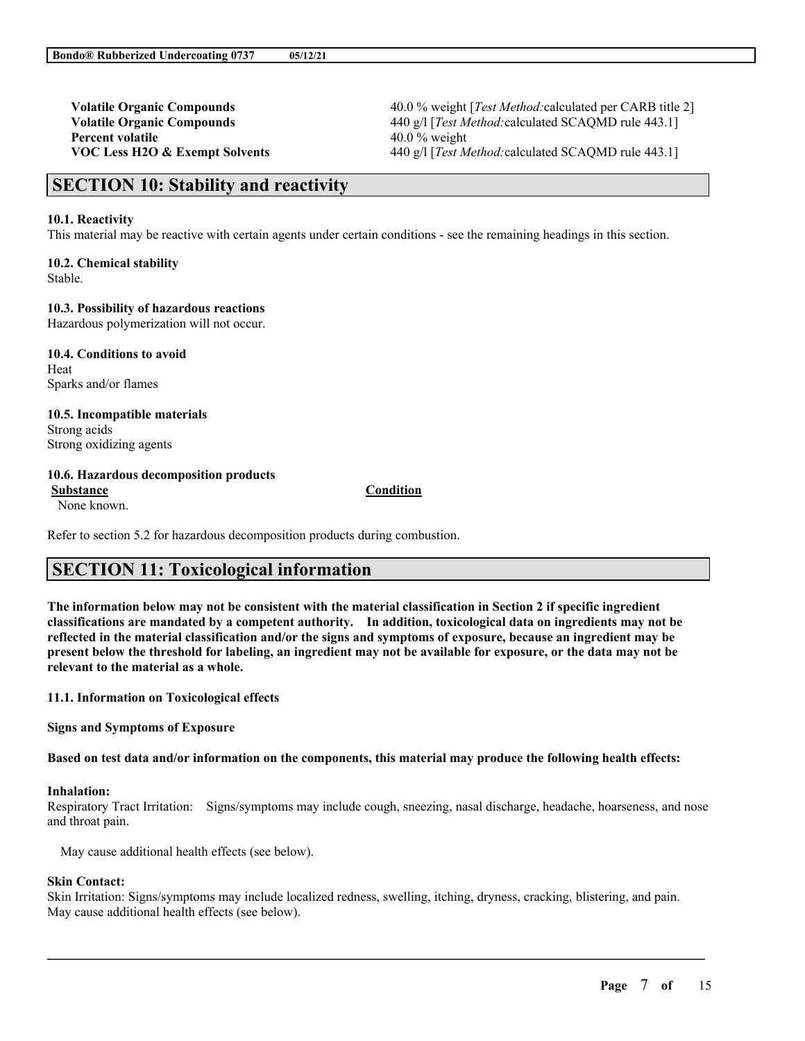| | |
|---|---|
| **Volatile Organic Compounds** | 40.0 % weight [*Test Method:*calculated per CARB title 2] |
| **Volatile Organic Compounds** | 440 g/l [*Test Method:*calculated SCAQMD rule 443.1] |
| **Percent volatile** | 40.0 % weight |
| **VOC Less H2O & Exempt Solvents** | 440 g/l [*Test Method:*calculated SCAQMD rule 443.1] |

## SECTION 10: Stability and reactivity

**10.1. Reactivity**
This material may be reactive with certain agents under certain conditions - see the remaining headings in this section.

**10.2. Chemical stability**
Stable.

**10.3. Possibility of hazardous reactions**
Hazardous polymerization will not occur.

**10.4. Conditions to avoid**
Heat
Sparks and/or flames

**10.5. Incompatible materials**
Strong acids
Strong oxidizing agents

**10.6. Hazardous decomposition products**

| Substance | Condition |
|---|---|
| None known. | |

Refer to section 5.2 for hazardous decomposition products during combustion.

## SECTION 11: Toxicological information

**The information below may not be consistent with the material classification in Section 2 if specific ingredient classifications are mandated by a competent authority. In addition, toxicological data on ingredients may not be reflected in the material classification and/or the signs and symptoms of exposure, because an ingredient may be present below the threshold for labeling, an ingredient may not be available for exposure, or the data may not be relevant to the material as a whole.**

**11.1. Information on Toxicological effects**

**Signs and Symptoms of Exposure**

**Based on test data and/or information on the components, this material may produce the following health effects:**

**Inhalation:**
Respiratory Tract Irritation: Signs/symptoms may include cough, sneezing, nasal discharge, headache, hoarseness, and nose and throat pain.

May cause additional health effects (see below).

**Skin Contact:**
Skin Irritation: Signs/symptoms may include localized redness, swelling, itching, dryness, cracking, blistering, and pain. May cause additional health effects (see below).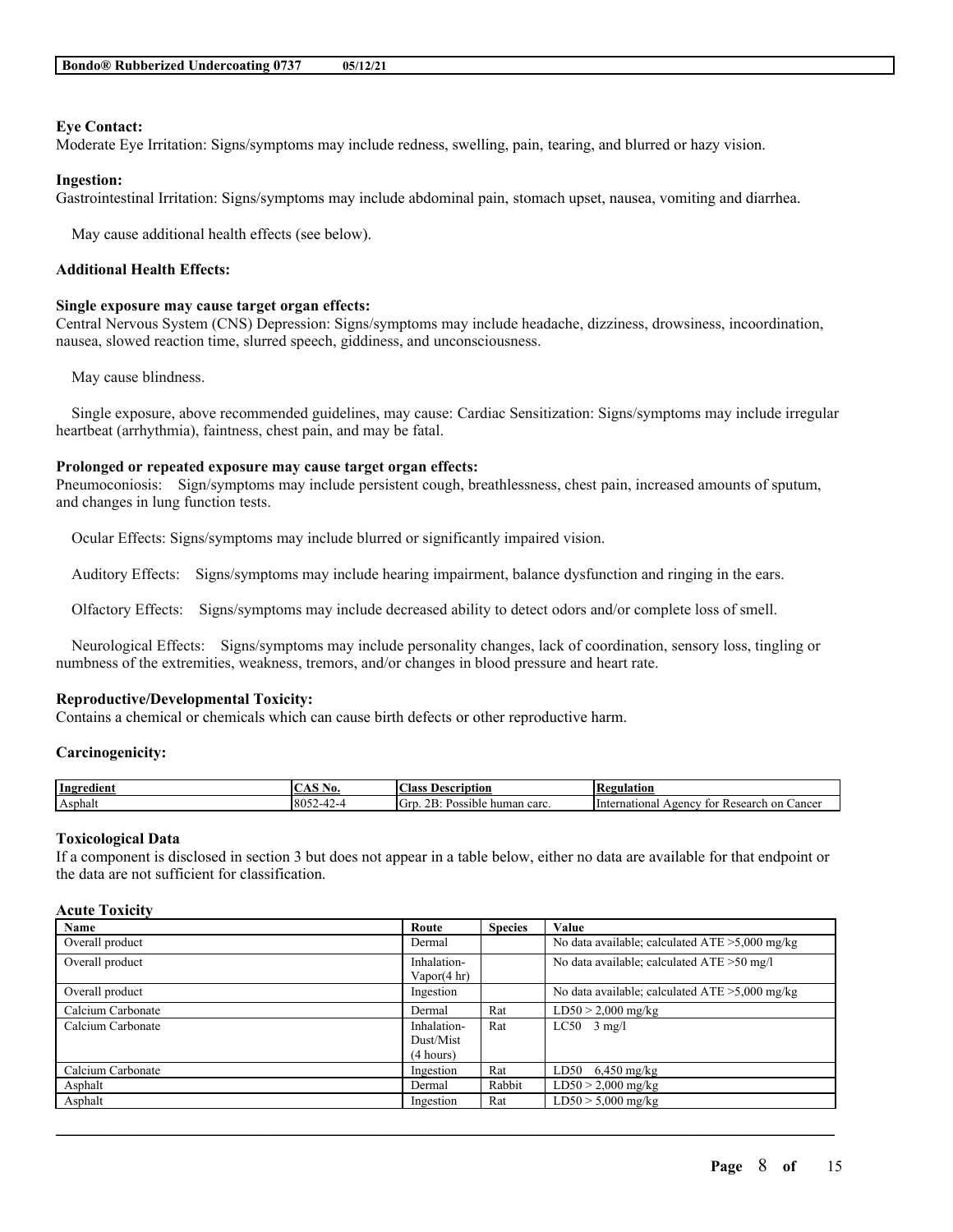**Eye Contact:**
Moderate Eye Irritation: Signs/symptoms may include redness, swelling, pain, tearing, and blurred or hazy vision.

**Ingestion:**
Gastrointestinal Irritation: Signs/symptoms may include abdominal pain, stomach upset, nausea, vomiting and diarrhea.

May cause additional health effects (see below).

**Additional Health Effects:**

**Single exposure may cause target organ effects:**
Central Nervous System (CNS) Depression: Signs/symptoms may include headache, dizziness, drowsiness, incoordination, nausea, slowed reaction time, slurred speech, giddiness, and unconsciousness.

May cause blindness.

Single exposure, above recommended guidelines, may cause: Cardiac Sensitization: Signs/symptoms may include irregular heartbeat (arrhythmia), faintness, chest pain, and may be fatal.

**Prolonged or repeated exposure may cause target organ effects:**
Pneumoconiosis: Sign/symptoms may include persistent cough, breathlessness, chest pain, increased amounts of sputum, and changes in lung function tests.

Ocular Effects: Signs/symptoms may include blurred or significantly impaired vision.

Auditory Effects: Signs/symptoms may include hearing impairment, balance dysfunction and ringing in the ears.

Olfactory Effects: Signs/symptoms may include decreased ability to detect odors and/or complete loss of smell.

Neurological Effects: Signs/symptoms may include personality changes, lack of coordination, sensory loss, tingling or numbness of the extremities, weakness, tremors, and/or changes in blood pressure and heart rate.

**Reproductive/Developmental Toxicity:**
Contains a chemical or chemicals which can cause birth defects or other reproductive harm.

**Carcinogenicity:**

| Ingredient | CAS No. | Class Description | Regulation |
|---|---|---|---|
| Asphalt | 8052-42-4 | Grp. 2B: Possible human carc. | International Agency for Research on Cancer |

**Toxicological Data**
If a component is disclosed in section 3 but does not appear in a table below, either no data are available for that endpoint or the data are not sufficient for classification.

**Acute Toxicity**

| Name | Route | Species | Value |
|---|---|---|---|
| Overall product | Dermal | | No data available; calculated ATE >5,000 mg/kg |
| Overall product | Inhalation-Vapor(4 hr) | | No data available; calculated ATE >50 mg/l |
| Overall product | Ingestion | | No data available; calculated ATE >5,000 mg/kg |
| Calcium Carbonate | Dermal | Rat | LD50 > 2,000 mg/kg |
| Calcium Carbonate | Inhalation-Dust/Mist (4 hours) | Rat | LC50 3 mg/l |
| Calcium Carbonate | Ingestion | Rat | LD50 6,450 mg/kg |
| Asphalt | Dermal | Rabbit | LD50 > 2,000 mg/kg |
| Asphalt | Ingestion | Rat | LD50 > 5,000 mg/kg |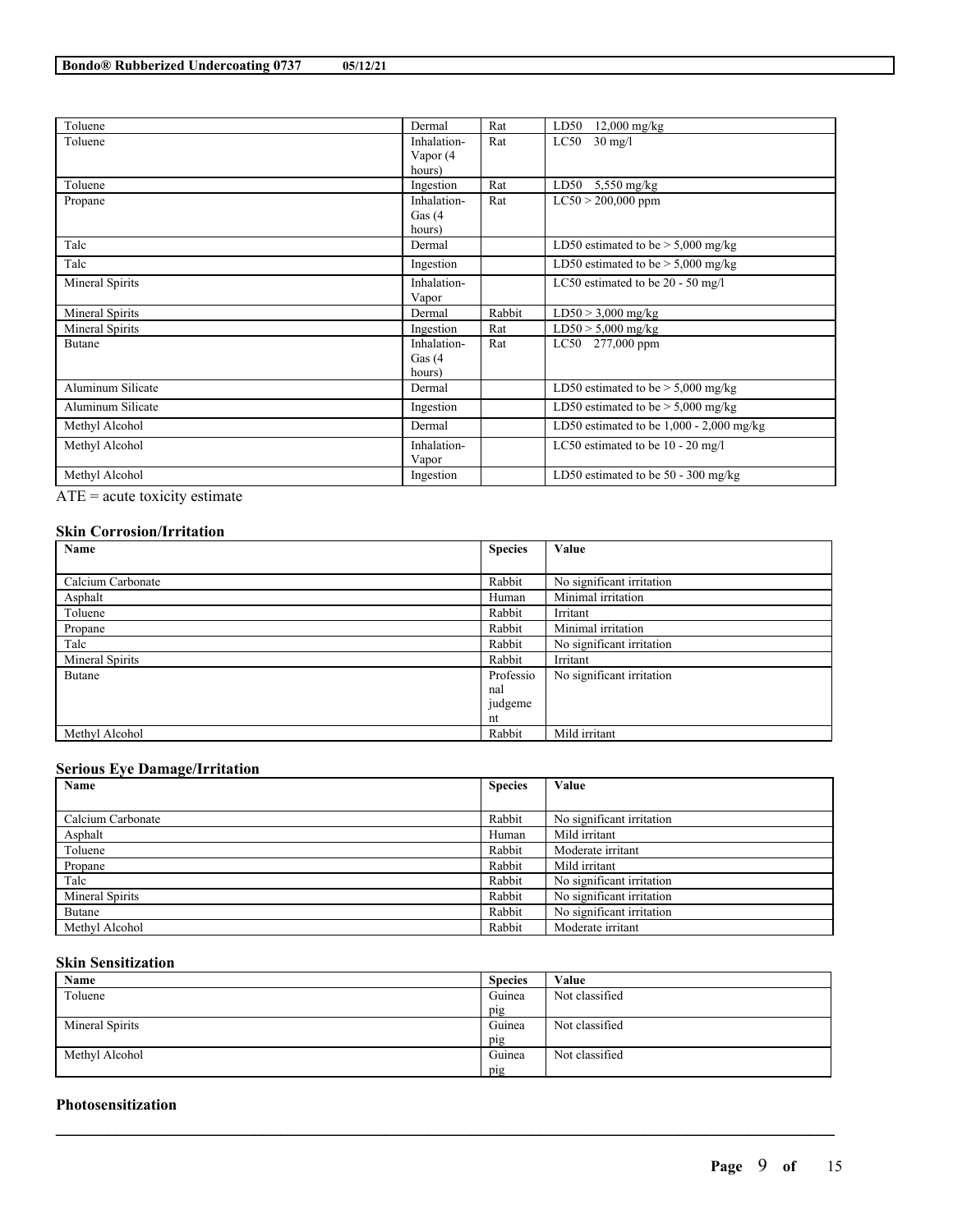| | | | |
|---|---|---|---|
| Toluene | Dermal | Rat | LD50 12,000 mg/kg |
| Toluene | Inhalation-Vapor (4 hours) | Rat | LC50 30 mg/l |
| Toluene | Ingestion | Rat | LD50 5,550 mg/kg |
| Propane | Inhalation-Gas (4 hours) | Rat | LC50 > 200,000 ppm |
| Talc | Dermal | | LD50 estimated to be > 5,000 mg/kg |
| Talc | Ingestion | | LD50 estimated to be > 5,000 mg/kg |
| Mineral Spirits | Inhalation-Vapor | | LC50 estimated to be 20 - 50 mg/l |
| Mineral Spirits | Dermal | Rabbit | LD50 > 3,000 mg/kg |
| Mineral Spirits | Ingestion | Rat | LD50 > 5,000 mg/kg |
| Butane | Inhalation-Gas (4 hours) | Rat | LC50 277,000 ppm |
| Aluminum Silicate | Dermal | | LD50 estimated to be > 5,000 mg/kg |
| Aluminum Silicate | Ingestion | | LD50 estimated to be > 5,000 mg/kg |
| Methyl Alcohol | Dermal | | LD50 estimated to be 1,000 - 2,000 mg/kg |
| Methyl Alcohol | Inhalation-Vapor | | LC50 estimated to be 10 - 20 mg/l |
| Methyl Alcohol | Ingestion | | LD50 estimated to be 50 - 300 mg/kg |

ATE = acute toxicity estimate

### Skin Corrosion/Irritation

| Name | Species | Value |
|---|---|---|
| Calcium Carbonate | Rabbit | No significant irritation |
| Asphalt | Human | Minimal irritation |
| Toluene | Rabbit | Irritant |
| Propane | Rabbit | Minimal irritation |
| Talc | Rabbit | No significant irritation |
| Mineral Spirits | Rabbit | Irritant |
| Butane | Professional judgement | No significant irritation |
| Methyl Alcohol | Rabbit | Mild irritant |

### Serious Eye Damage/Irritation

| Name | Species | Value |
|---|---|---|
| Calcium Carbonate | Rabbit | No significant irritation |
| Asphalt | Human | Mild irritant |
| Toluene | Rabbit | Moderate irritant |
| Propane | Rabbit | Mild irritant |
| Talc | Rabbit | No significant irritation |
| Mineral Spirits | Rabbit | No significant irritation |
| Butane | Rabbit | No significant irritation |
| Methyl Alcohol | Rabbit | Moderate irritant |

### Skin Sensitization

| Name | Species | Value |
|---|---|---|
| Toluene | Guinea pig | Not classified |
| Mineral Spirits | Guinea pig | Not classified |
| Methyl Alcohol | Guinea pig | Not classified |

### Photosensitization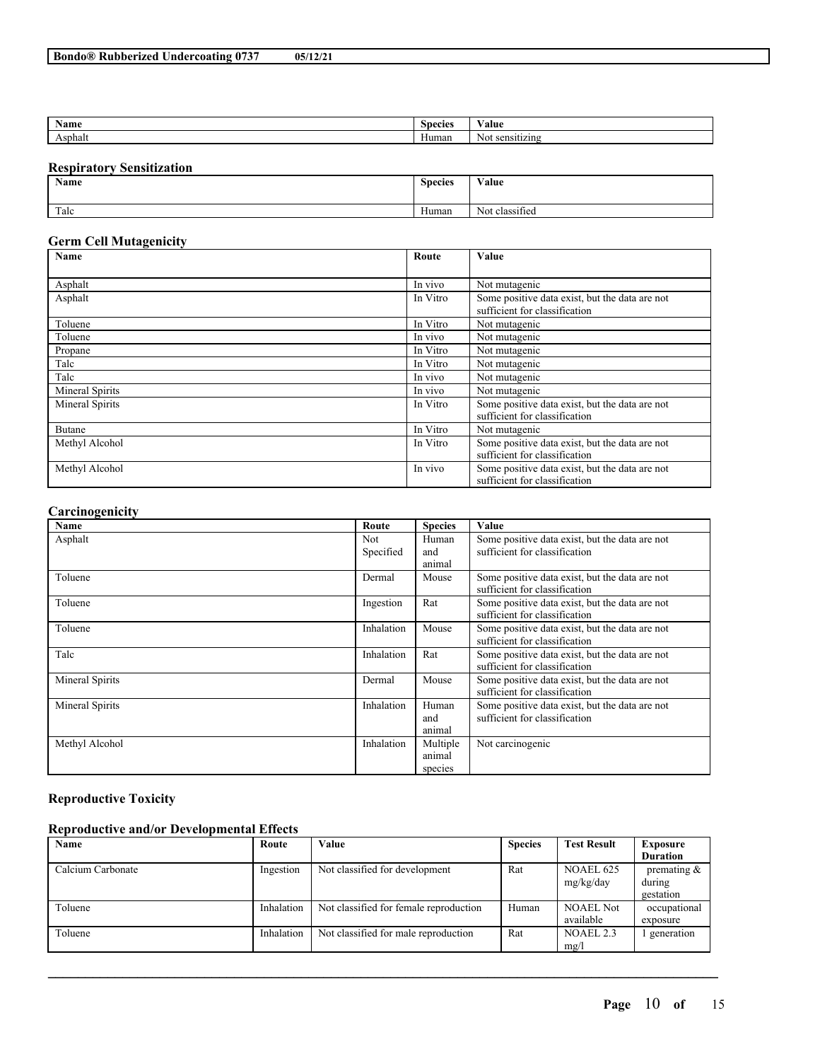| Name | Species | Value |
| --- | --- | --- |
| Asphalt | Human | Not sensitizing |

## Respiratory Sensitization

| Name | Species | Value |
| --- | --- | --- |
| Talc | Human | Not classified |

## Germ Cell Mutagenicity

| Name | Route | Value |
| --- | --- | --- |
| Asphalt | In vivo | Not mutagenic |
| Asphalt | In Vitro | Some positive data exist, but the data are not sufficient for classification |
| Toluene | In Vitro | Not mutagenic |
| Toluene | In vivo | Not mutagenic |
| Propane | In Vitro | Not mutagenic |
| Talc | In Vitro | Not mutagenic |
| Talc | In vivo | Not mutagenic |
| Mineral Spirits | In vivo | Not mutagenic |
| Mineral Spirits | In Vitro | Some positive data exist, but the data are not sufficient for classification |
| Butane | In Vitro | Not mutagenic |
| Methyl Alcohol | In Vitro | Some positive data exist, but the data are not sufficient for classification |
| Methyl Alcohol | In vivo | Some positive data exist, but the data are not sufficient for classification |

## Carcinogenicity

| Name | Route | Species | Value |
| --- | --- | --- | --- |
| Asphalt | Not Specified | Human and animal | Some positive data exist, but the data are not sufficient for classification |
| Toluene | Dermal | Mouse | Some positive data exist, but the data are not sufficient for classification |
| Toluene | Ingestion | Rat | Some positive data exist, but the data are not sufficient for classification |
| Toluene | Inhalation | Mouse | Some positive data exist, but the data are not sufficient for classification |
| Talc | Inhalation | Rat | Some positive data exist, but the data are not sufficient for classification |
| Mineral Spirits | Dermal | Mouse | Some positive data exist, but the data are not sufficient for classification |
| Mineral Spirits | Inhalation | Human and animal | Some positive data exist, but the data are not sufficient for classification |
| Methyl Alcohol | Inhalation | Multiple animal species | Not carcinogenic |

## Reproductive Toxicity

### Reproductive and/or Developmental Effects

| Name | Route | Value | Species | Test Result | Exposure Duration |
| --- | --- | --- | --- | --- | --- |
| Calcium Carbonate | Ingestion | Not classified for development | Rat | NOAEL 625 mg/kg/day | premating & during gestation |
| Toluene | Inhalation | Not classified for female reproduction | Human | NOAEL Not available | occupational exposure |
| Toluene | Inhalation | Not classified for male reproduction | Rat | NOAEL 2.3 mg/l | 1 generation |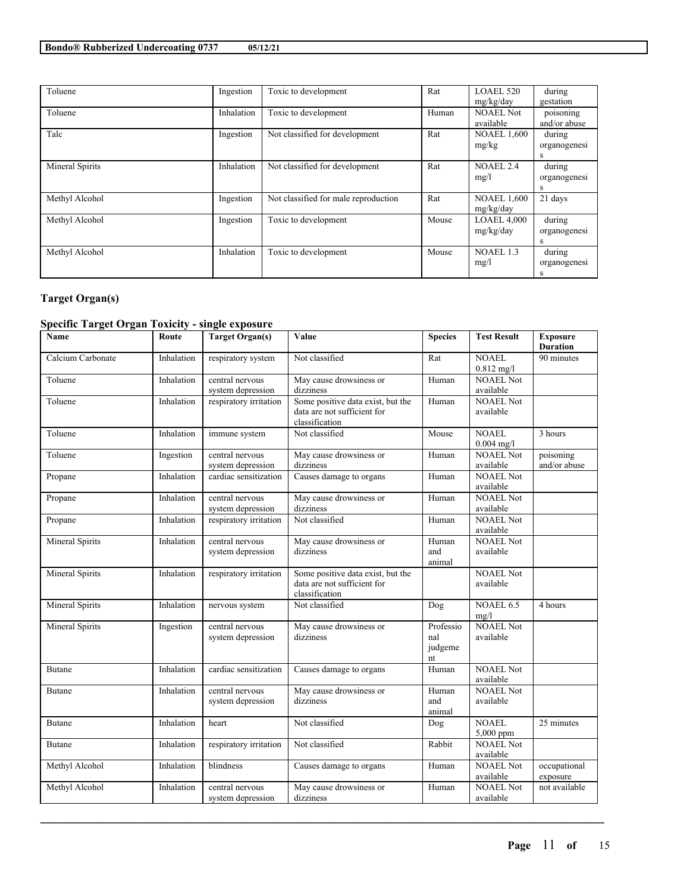| | | | | | |
|---|---|---|---|---|---|
| Toluene | Ingestion | Toxic to development | Rat | LOAEL 520 mg/kg/day | during gestation |
| Toluene | Inhalation | Toxic to development | Human | NOAEL Not available | poisoning and/or abuse |
| Talc | Ingestion | Not classified for development | Rat | NOAEL 1,600 mg/kg | during organogenesis |
| Mineral Spirits | Inhalation | Not classified for development | Rat | NOAEL 2.4 mg/l | during organogenesis |
| Methyl Alcohol | Ingestion | Not classified for male reproduction | Rat | NOAEL 1,600 mg/kg/day | 21 days |
| Methyl Alcohol | Ingestion | Toxic to development | Mouse | LOAEL 4,000 mg/kg/day | during organogenesis |
| Methyl Alcohol | Inhalation | Toxic to development | Mouse | NOAEL 1.3 mg/l | during organogenesis |

## Target Organ(s)

### Specific Target Organ Toxicity - single exposure

| Name | Route | Target Organ(s) | Value | Species | Test Result | Exposure Duration |
|---|---|---|---|---|---|---|
| Calcium Carbonate | Inhalation | respiratory system | Not classified | Rat | NOAEL 0.812 mg/l | 90 minutes |
| Toluene | Inhalation | central nervous system depression | May cause drowsiness or dizziness | Human | NOAEL Not available | |
| Toluene | Inhalation | respiratory irritation | Some positive data exist, but the data are not sufficient for classification | Human | NOAEL Not available | |
| Toluene | Inhalation | immune system | Not classified | Mouse | NOAEL 0.004 mg/l | 3 hours |
| Toluene | Ingestion | central nervous system depression | May cause drowsiness or dizziness | Human | NOAEL Not available | poisoning and/or abuse |
| Propane | Inhalation | cardiac sensitization | Causes damage to organs | Human | NOAEL Not available | |
| Propane | Inhalation | central nervous system depression | May cause drowsiness or dizziness | Human | NOAEL Not available | |
| Propane | Inhalation | respiratory irritation | Not classified | Human | NOAEL Not available | |
| Mineral Spirits | Inhalation | central nervous system depression | May cause drowsiness or dizziness | Human and animal | NOAEL Not available | |
| Mineral Spirits | Inhalation | respiratory irritation | Some positive data exist, but the data are not sufficient for classification | | NOAEL Not available | |
| Mineral Spirits | Inhalation | nervous system | Not classified | Dog | NOAEL 6.5 mg/l | 4 hours |
| Mineral Spirits | Ingestion | central nervous system depression | May cause drowsiness or dizziness | Professional judgement | NOAEL Not available | |
| Butane | Inhalation | cardiac sensitization | Causes damage to organs | Human | NOAEL Not available | |
| Butane | Inhalation | central nervous system depression | May cause drowsiness or dizziness | Human and animal | NOAEL Not available | |
| Butane | Inhalation | heart | Not classified | Dog | NOAEL 5,000 ppm | 25 minutes |
| Butane | Inhalation | respiratory irritation | Not classified | Rabbit | NOAEL Not available | |
| Methyl Alcohol | Inhalation | blindness | Causes damage to organs | Human | NOAEL Not available | occupational exposure |
| Methyl Alcohol | Inhalation | central nervous system depression | May cause drowsiness or dizziness | Human | NOAEL Not available | not available |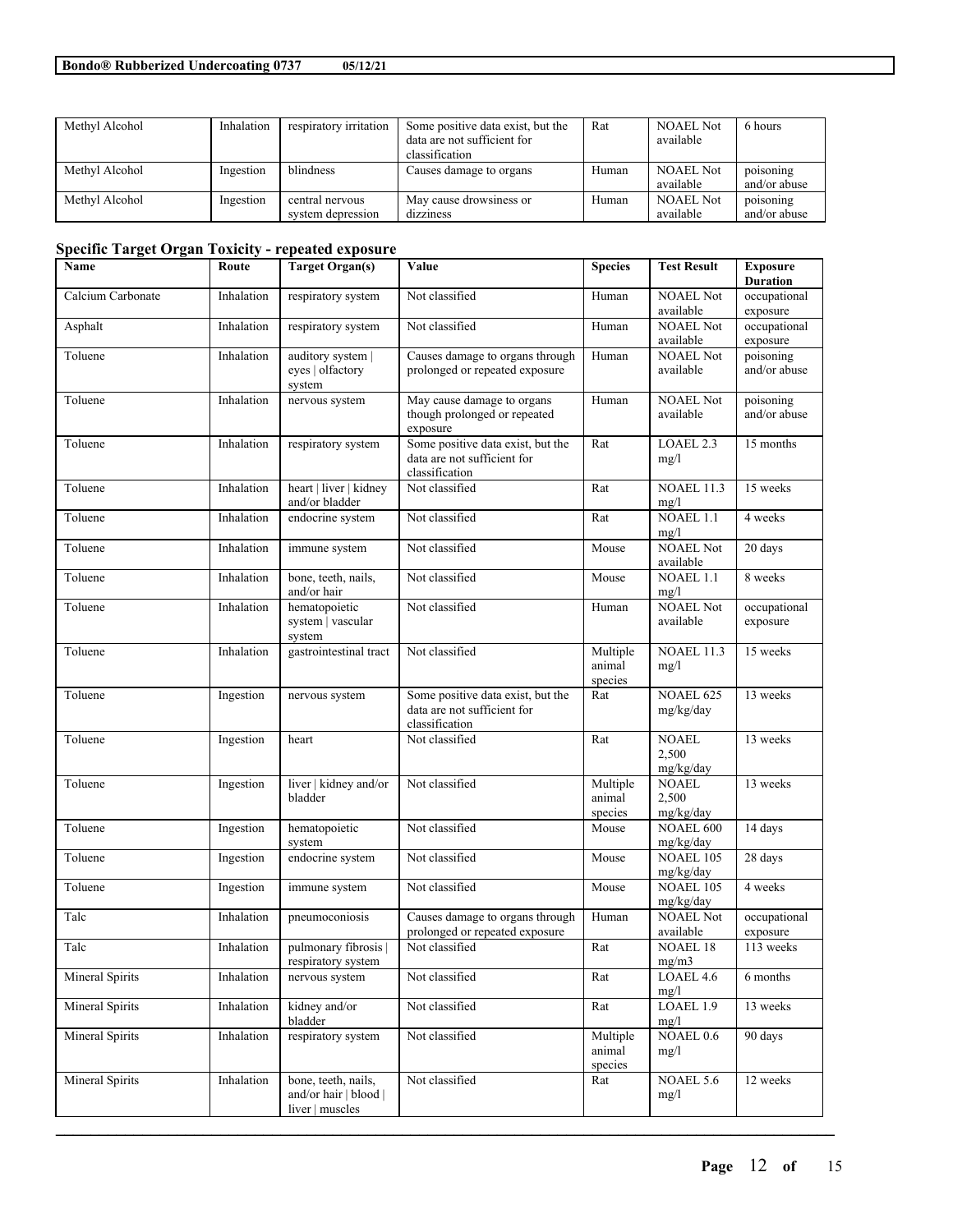| Methyl Alcohol | Inhalation | respiratory irritation | Some positive data exist, but the data are not sufficient for classification | Rat | NOAEL Not available | 6 hours |
|---|---|---|---|---|---|---|
| Methyl Alcohol | Ingestion | blindness | Causes damage to organs | Human | NOAEL Not available | poisoning and/or abuse |
| Methyl Alcohol | Ingestion | central nervous system depression | May cause drowsiness or dizziness | Human | NOAEL Not available | poisoning and/or abuse |

### Specific Target Organ Toxicity - repeated exposure

| Name | Route | Target Organ(s) | Value | Species | Test Result | Exposure Duration |
|---|---|---|---|---|---|---|
| Calcium Carbonate | Inhalation | respiratory system | Not classified | Human | NOAEL Not available | occupational exposure |
| Asphalt | Inhalation | respiratory system | Not classified | Human | NOAEL Not available | occupational exposure |
| Toluene | Inhalation | auditory system \| eyes \| olfactory system | Causes damage to organs through prolonged or repeated exposure | Human | NOAEL Not available | poisoning and/or abuse |
| Toluene | Inhalation | nervous system | May cause damage to organs though prolonged or repeated exposure | Human | NOAEL Not available | poisoning and/or abuse |
| Toluene | Inhalation | respiratory system | Some positive data exist, but the data are not sufficient for classification | Rat | LOAEL 2.3 mg/l | 15 months |
| Toluene | Inhalation | heart \| liver \| kidney and/or bladder | Not classified | Rat | NOAEL 11.3 mg/l | 15 weeks |
| Toluene | Inhalation | endocrine system | Not classified | Rat | NOAEL 1.1 mg/l | 4 weeks |
| Toluene | Inhalation | immune system | Not classified | Mouse | NOAEL Not available | 20 days |
| Toluene | Inhalation | bone, teeth, nails, and/or hair | Not classified | Mouse | NOAEL 1.1 mg/l | 8 weeks |
| Toluene | Inhalation | hematopoietic system \| vascular system | Not classified | Human | NOAEL Not available | occupational exposure |
| Toluene | Inhalation | gastrointestinal tract | Not classified | Multiple animal species | NOAEL 11.3 mg/l | 15 weeks |
| Toluene | Ingestion | nervous system | Some positive data exist, but the data are not sufficient for classification | Rat | NOAEL 625 mg/kg/day | 13 weeks |
| Toluene | Ingestion | heart | Not classified | Rat | NOAEL 2,500 mg/kg/day | 13 weeks |
| Toluene | Ingestion | liver \| kidney and/or bladder | Not classified | Multiple animal species | NOAEL 2,500 mg/kg/day | 13 weeks |
| Toluene | Ingestion | hematopoietic system | Not classified | Mouse | NOAEL 600 mg/kg/day | 14 days |
| Toluene | Ingestion | endocrine system | Not classified | Mouse | NOAEL 105 mg/kg/day | 28 days |
| Toluene | Ingestion | immune system | Not classified | Mouse | NOAEL 105 mg/kg/day | 4 weeks |
| Talc | Inhalation | pneumoconiosis | Causes damage to organs through prolonged or repeated exposure | Human | NOAEL Not available | occupational exposure |
| Talc | Inhalation | pulmonary fibrosis \| respiratory system | Not classified | Rat | NOAEL 18 mg/m3 | 113 weeks |
| Mineral Spirits | Inhalation | nervous system | Not classified | Rat | LOAEL 4.6 mg/l | 6 months |
| Mineral Spirits | Inhalation | kidney and/or bladder | Not classified | Rat | LOAEL 1.9 mg/l | 13 weeks |
| Mineral Spirits | Inhalation | respiratory system | Not classified | Multiple animal species | NOAEL 0.6 mg/l | 90 days |
| Mineral Spirits | Inhalation | bone, teeth, nails, and/or hair \| blood \| liver \| muscles | Not classified | Rat | NOAEL 5.6 mg/l | 12 weeks |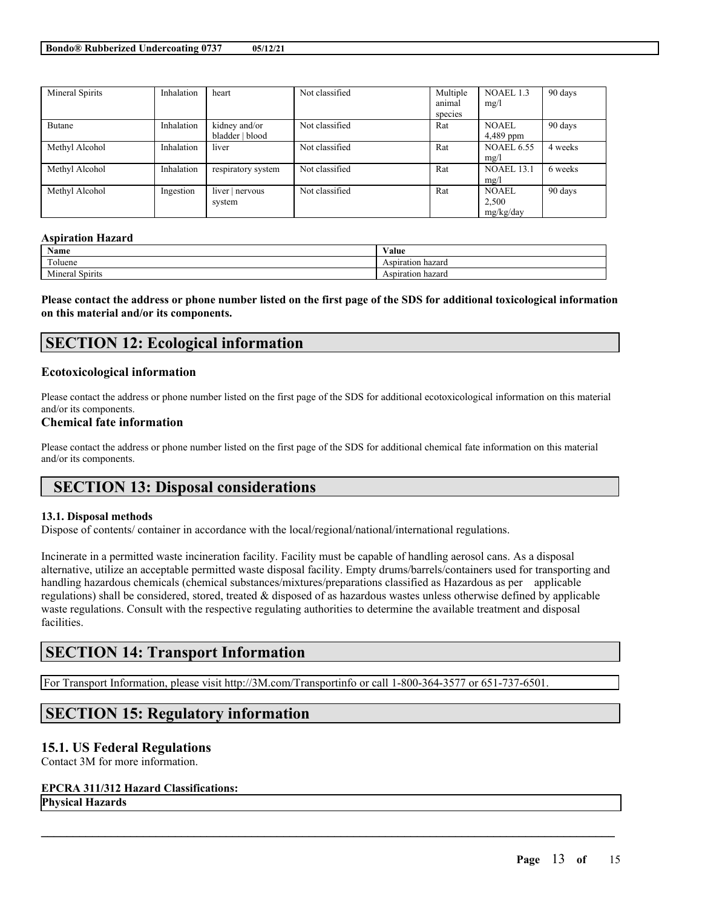| Mineral Spirits | Inhalation | heart | Not classified | Multiple animal species | NOAEL 1.3 mg/l | 90 days |
|---|---|---|---|---|---|---|
| Butane | Inhalation | kidney and/or bladder \| blood | Not classified | Rat | NOAEL 4,489 ppm | 90 days |
| Methyl Alcohol | Inhalation | liver | Not classified | Rat | NOAEL 6.55 mg/l | 4 weeks |
| Methyl Alcohol | Inhalation | respiratory system | Not classified | Rat | NOAEL 13.1 mg/l | 6 weeks |
| Methyl Alcohol | Ingestion | liver \| nervous system | Not classified | Rat | NOAEL 2,500 mg/kg/day | 90 days |

**Aspiration Hazard**

| Name | Value |
|---|---|
| Toluene | Aspiration hazard |
| Mineral Spirits | Aspiration hazard |

**Please contact the address or phone number listed on the first page of the SDS for additional toxicological information on this material and/or its components.**

## SECTION 12: Ecological information

### Ecotoxicological information

Please contact the address or phone number listed on the first page of the SDS for additional ecotoxicological information on this material and/or its components.

### Chemical fate information

Please contact the address or phone number listed on the first page of the SDS for additional chemical fate information on this material and/or its components.

## SECTION 13: Disposal considerations

**13.1. Disposal methods**

Dispose of contents/ container in accordance with the local/regional/national/international regulations.

Incinerate in a permitted waste incineration facility. Facility must be capable of handling aerosol cans. As a disposal alternative, utilize an acceptable permitted waste disposal facility. Empty drums/barrels/containers used for transporting and handling hazardous chemicals (chemical substances/mixtures/preparations classified as Hazardous as per applicable regulations) shall be considered, stored, treated & disposed of as hazardous wastes unless otherwise defined by applicable waste regulations. Consult with the respective regulating authorities to determine the available treatment and disposal facilities.

## SECTION 14: Transport Information

For Transport Information, please visit http://3M.com/Transportinfo or call 1-800-364-3577 or 651-737-6501.

## SECTION 15: Regulatory information

### 15.1. US Federal Regulations

Contact 3M for more information.

**EPCRA 311/312 Hazard Classifications:**

**Physical Hazards**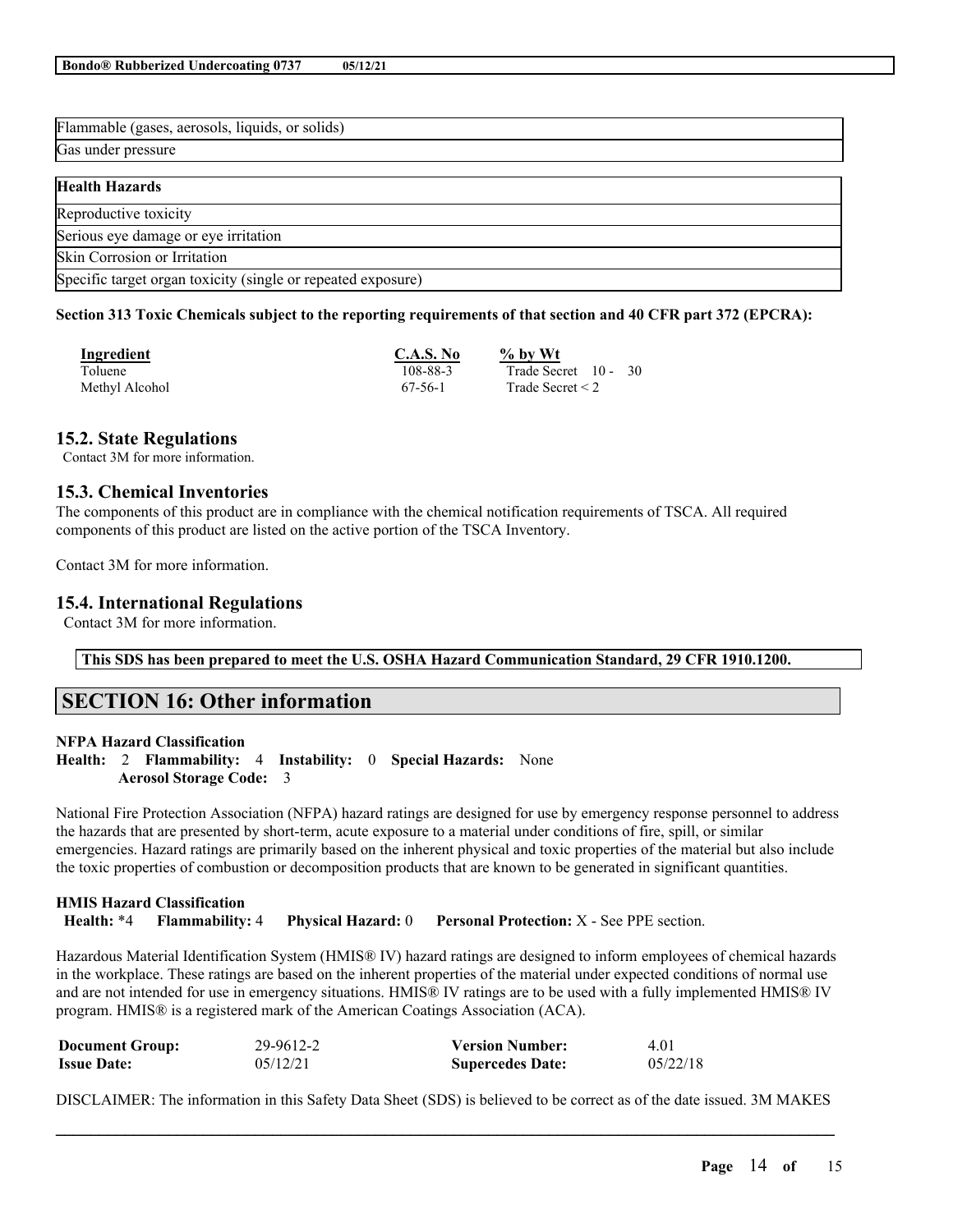| Flammable (gases, aerosols, liquids, or solids) |
| --- |
| Gas under pressure |

| Health Hazards |
| --- |
| Reproductive toxicity |
| Serious eye damage or eye irritation |
| Skin Corrosion or Irritation |
| Specific target organ toxicity (single or repeated exposure) |

**Section 313 Toxic Chemicals subject to the reporting requirements of that section and 40 CFR part 372 (EPCRA):**

| Ingredient | C.A.S. No | % by Wt |
| --- | --- | --- |
| Toluene | 108-88-3 | Trade Secret 10 - 30 |
| Methyl Alcohol | 67-56-1 | Trade Secret < 2 |

## 15.2. State Regulations

Contact 3M for more information.

## 15.3. Chemical Inventories

The components of this product are in compliance with the chemical notification requirements of TSCA. All required components of this product are listed on the active portion of the TSCA Inventory.

Contact 3M for more information.

## 15.4. International Regulations

Contact 3M for more information.

**This SDS has been prepared to meet the U.S. OSHA Hazard Communication Standard, 29 CFR 1910.1200.**

# SECTION 16: Other information

**NFPA Hazard Classification**

**Health:** 2 **Flammability:** 4 **Instability:** 0 **Special Hazards:** None
**Aerosol Storage Code:** 3

National Fire Protection Association (NFPA) hazard ratings are designed for use by emergency response personnel to address the hazards that are presented by short-term, acute exposure to a material under conditions of fire, spill, or similar emergencies. Hazard ratings are primarily based on the inherent physical and toxic properties of the material but also include the toxic properties of combustion or decomposition products that are known to be generated in significant quantities.

**HMIS Hazard Classification**

**Health:** *4 **Flammability:** 4 **Physical Hazard:** 0 **Personal Protection:** X - See PPE section.

Hazardous Material Identification System (HMIS® IV) hazard ratings are designed to inform employees of chemical hazards in the workplace. These ratings are based on the inherent properties of the material under expected conditions of normal use and are not intended for use in emergency situations. HMIS® IV ratings are to be used with a fully implemented HMIS® IV program. HMIS® is a registered mark of the American Coatings Association (ACA).

| **Document Group:** | 29-9612-2 | **Version Number:** | 4.01 |
| --- | --- | --- | --- |
| **Issue Date:** | 05/12/21 | **Supercedes Date:** | 05/22/18 |

DISCLAIMER: The information in this Safety Data Sheet (SDS) is believed to be correct as of the date issued. 3M MAKES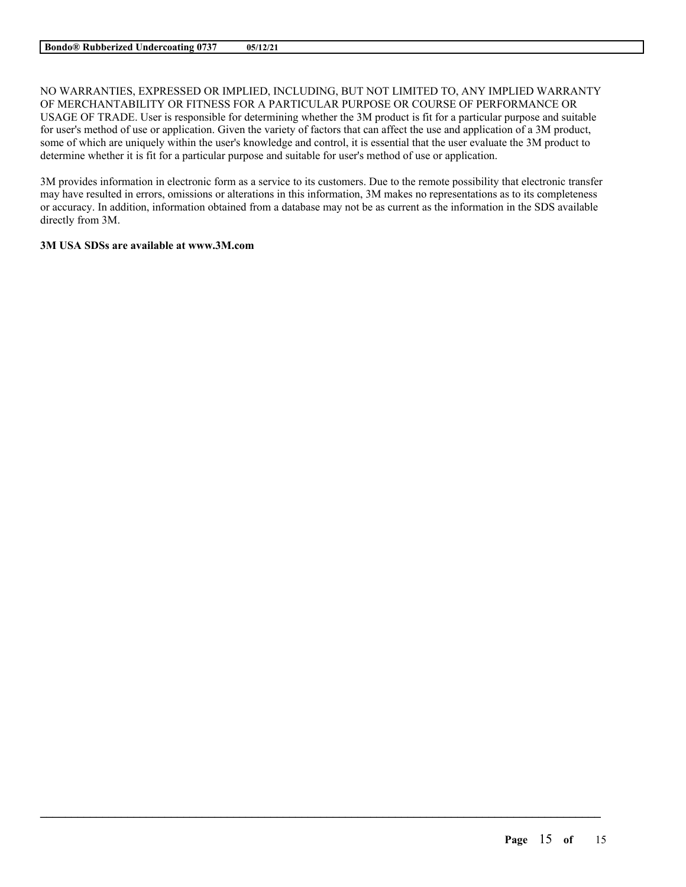NO WARRANTIES, EXPRESSED OR IMPLIED, INCLUDING, BUT NOT LIMITED TO, ANY IMPLIED WARRANTY OF MERCHANTABILITY OR FITNESS FOR A PARTICULAR PURPOSE OR COURSE OF PERFORMANCE OR USAGE OF TRADE. User is responsible for determining whether the 3M product is fit for a particular purpose and suitable for user's method of use or application. Given the variety of factors that can affect the use and application of a 3M product, some of which are uniquely within the user's knowledge and control, it is essential that the user evaluate the 3M product to determine whether it is fit for a particular purpose and suitable for user's method of use or application.

3M provides information in electronic form as a service to its customers. Due to the remote possibility that electronic transfer may have resulted in errors, omissions or alterations in this information, 3M makes no representations as to its completeness or accuracy. In addition, information obtained from a database may not be as current as the information in the SDS available directly from 3M.

**3M USA SDSs are available at www.3M.com**